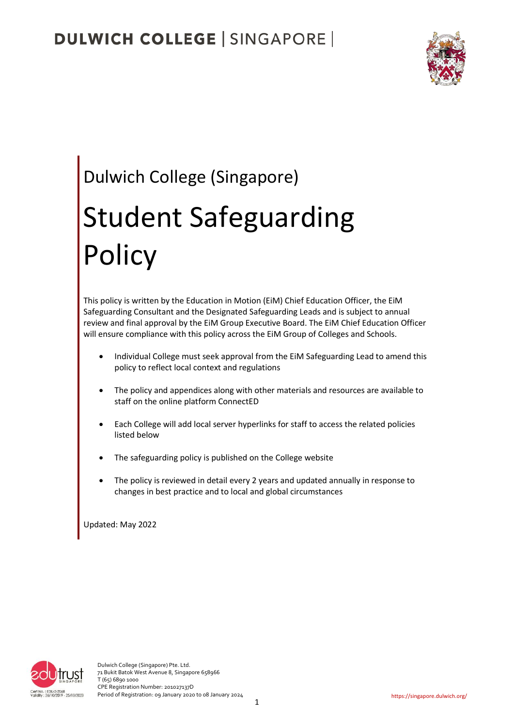# Dulwich College (Singapore)

# Student Safeguarding Policy

This policy is written by the Education in Motion (EiM) Chief Education Officer, the EiM Safeguarding Consultant and the Designated Safeguarding Leads and is subject to annual review and final approval by the EiM Group Executive Board. The EiM Chief Education Officer will ensure compliance with this policy across the EiM Group of Colleges and Schools.

- Individual College must seek approval from the EiM Safeguarding Lead to amend this policy to reflect local context and regulations
- The policy and appendices along with other materials and resources are available to staff on the online platform ConnectED
- Each College will add local server hyperlinks for staff to access the related policies listed below
- The safeguarding policy is published on the College website
- The policy is reviewed in detail every 2 years and updated annually in response to changes in best practice and to local and global circumstances

Updated: May 2022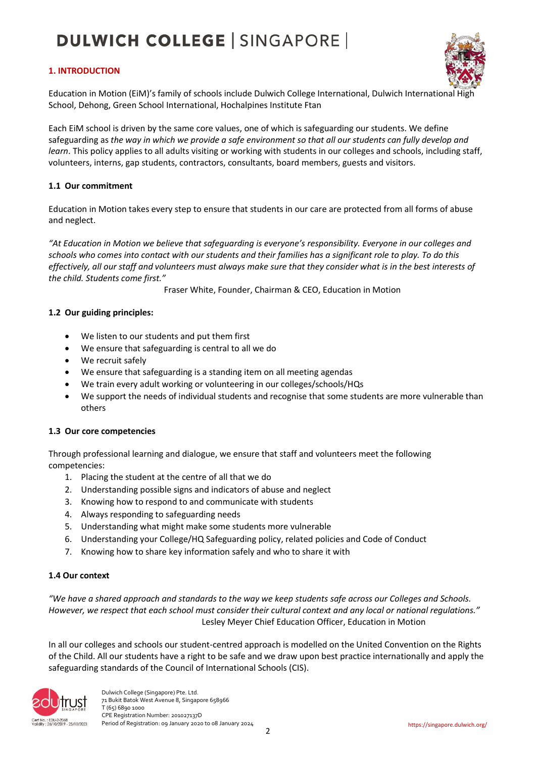## 1. INTRODUCTION

Education in Motion (EiM)'s family of schools include Dulwich College International, Dulwich International High School, Dehong, Green School International, Hochalpines Institute Ftan

Each EiM school is driven by the same core values, one of which is safeguarding our students. We define safeguarding as *the way in which we provide a safe environment so that all our students can fully develop and learn*. This policy applies to all adults visiting or working with students in our colleges and schools, including staff, volunteers, interns, gap students, contractors, consultants, board members, guests and visitors.

### 1.1 Our commitment

Education in Motion takes every step to ensure that students in our care are protected from all forms of abuse and neglect.

*"At Education in Motion we believe that safeguarding is everyone's responsibility. Everyone in our colleges and schools who comes into contact with our students and their families has a significant role to play. To do this effectively, all our staff and volunteers must always make sure that they consider what is in the best interests of the child. Students come first."*

Fraser White, Founder, Chairman & CEO, Education in Motion

### 1.2 Our guiding principles:

- We listen to our students and put them first
- We ensure that safeguarding is central to all we do
- We recruit safely
- We ensure that safeguarding is a standing item on all meeting agendas
- We train every adult working or volunteering in our colleges/schools/HQs
- We support the needs of individual students and recognise that some students are more vulnerable than others

### 1.3 Our core competencies

Through professional learning and dialogue, we ensure that staff and volunteers meet the following competencies:

1. Placing the student at the centre of all that we do
2. Understanding possible signs and indicators of abuse and neglect
3. Knowing how to respond to and communicate with students
4. Always responding to safeguarding needs
5. Understanding what might make some students more vulnerable
6. Understanding your College/HQ Safeguarding policy, related policies and Code of Conduct
7. Knowing how to share key information safely and who to share it with

### 1.4 Our context

*"We have a shared approach and standards to the way we keep students safe across our Colleges and Schools. However, we respect that each school must consider their cultural context and any local or national regulations."*

Lesley Meyer Chief Education Officer, Education in Motion

In all our colleges and schools our student-centred approach is modelled on the United Convention on the Rights of the Child. All our students have a right to be safe and we draw upon best practice internationally and apply the safeguarding standards of the Council of International Schools (CIS).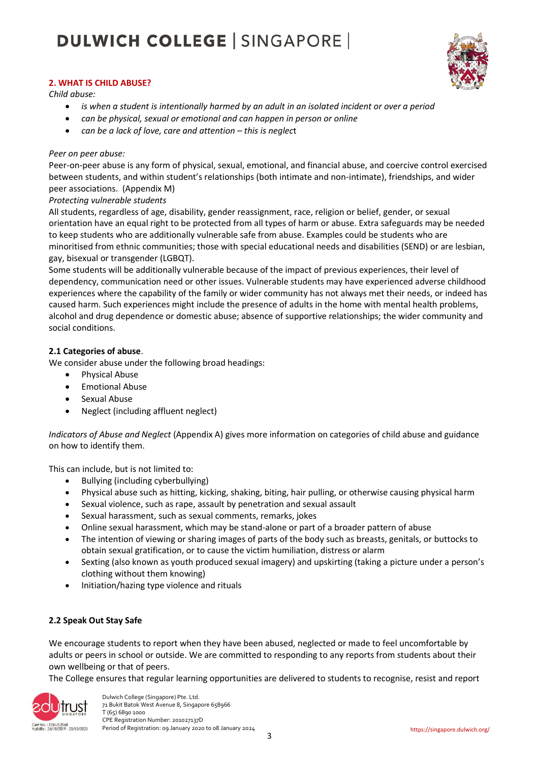## 2. WHAT IS CHILD ABUSE?

*Child abuse:*

- *is when a student is intentionally harmed by an adult in an isolated incident or over a period*
- *can be physical, sexual or emotional and can happen in person or online*
- *can be a lack of love, care and attention – this is neglec*t

*Peer on peer abuse:*

Peer-on-peer abuse is any form of physical, sexual, emotional, and financial abuse, and coercive control exercised between students, and within student's relationships (both intimate and non-intimate), friendships, and wider peer associations. (Appendix M)

*Protecting vulnerable students*

All students, regardless of age, disability, gender reassignment, race, religion or belief, gender, or sexual orientation have an equal right to be protected from all types of harm or abuse. Extra safeguards may be needed to keep students who are additionally vulnerable safe from abuse. Examples could be students who are minoritised from ethnic communities; those with special educational needs and disabilities (SEND) or are lesbian, gay, bisexual or transgender (LGBQT).

Some students will be additionally vulnerable because of the impact of previous experiences, their level of dependency, communication need or other issues. Vulnerable students may have experienced adverse childhood experiences where the capability of the family or wider community has not always met their needs, or indeed has caused harm. Such experiences might include the presence of adults in the home with mental health problems, alcohol and drug dependence or domestic abuse; absence of supportive relationships; the wider community and social conditions.

### 2.1 Categories of abuse.

We consider abuse under the following broad headings:

- Physical Abuse
- Emotional Abuse
- Sexual Abuse
- Neglect (including affluent neglect)

*Indicators of Abuse and Neglect* (Appendix A) gives more information on categories of child abuse and guidance on how to identify them.

This can include, but is not limited to:

- Bullying (including cyberbullying)
- Physical abuse such as hitting, kicking, shaking, biting, hair pulling, or otherwise causing physical harm
- Sexual violence, such as rape, assault by penetration and sexual assault
- Sexual harassment, such as sexual comments, remarks, jokes
- Online sexual harassment, which may be stand-alone or part of a broader pattern of abuse
- The intention of viewing or sharing images of parts of the body such as breasts, genitals, or buttocks to obtain sexual gratification, or to cause the victim humiliation, distress or alarm
- Sexting (also known as youth produced sexual imagery) and upskirting (taking a picture under a person's clothing without them knowing)
- Initiation/hazing type violence and rituals

### 2.2 Speak Out Stay Safe

We encourage students to report when they have been abused, neglected or made to feel uncomfortable by adults or peers in school or outside. We are committed to responding to any reports from students about their own wellbeing or that of peers.

The College ensures that regular learning opportunities are delivered to students to recognise, resist and report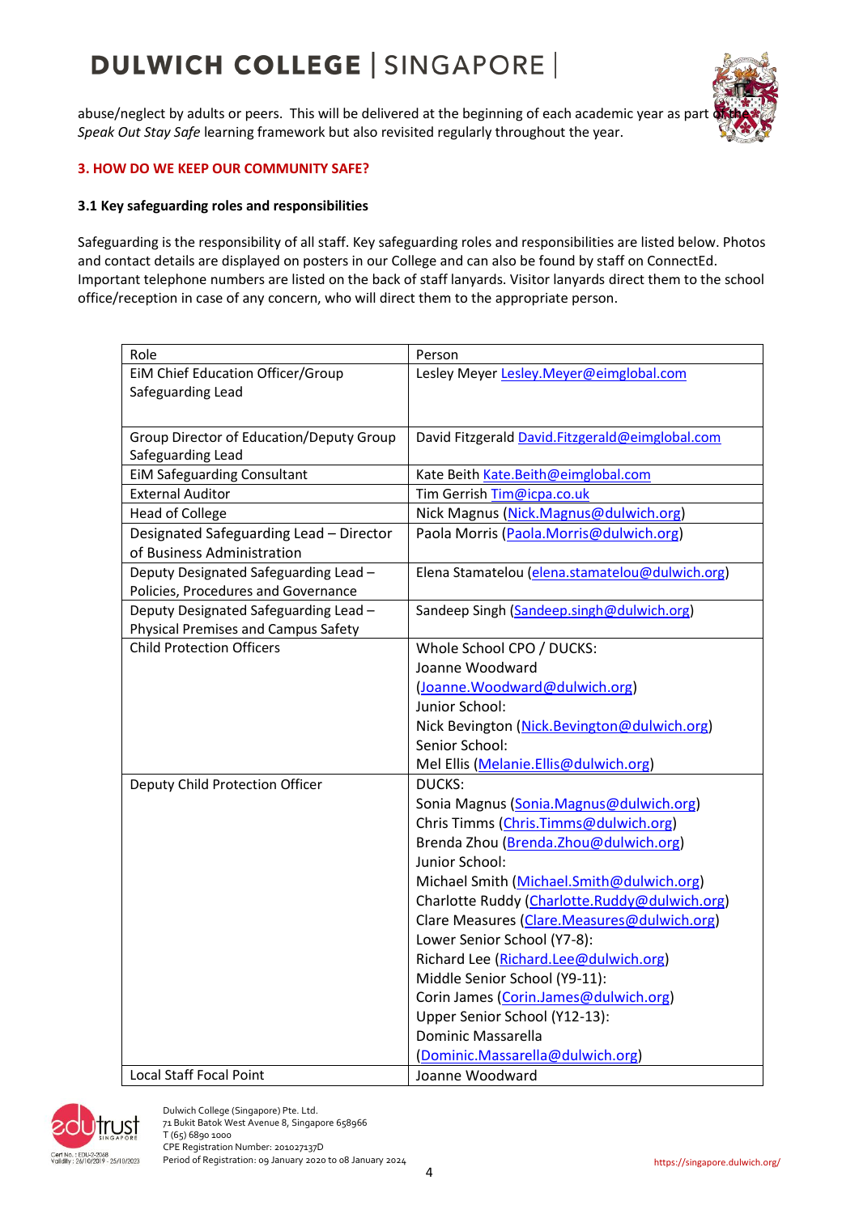abuse/neglect by adults or peers. This will be delivered at the beginning of each academic year as part of the *Speak Out Stay Safe* learning framework but also revisited regularly throughout the year.

## 3. HOW DO WE KEEP OUR COMMUNITY SAFE?

### 3.1 Key safeguarding roles and responsibilities

Safeguarding is the responsibility of all staff. Key safeguarding roles and responsibilities are listed below. Photos and contact details are displayed on posters in our College and can also be found by staff on ConnectEd. Important telephone numbers are listed on the back of staff lanyards. Visitor lanyards direct them to the school office/reception in case of any concern, who will direct them to the appropriate person.

| Role | Person |
|---|---|
| EiM Chief Education Officer/Group Safeguarding Lead | Lesley Meyer Lesley.Meyer@eimglobal.com |
| Group Director of Education/Deputy Group Safeguarding Lead | David Fitzgerald David.Fitzgerald@eimglobal.com |
| EiM Safeguarding Consultant | Kate Beith Kate.Beith@eimglobal.com |
| External Auditor | Tim Gerrish Tim@icpa.co.uk |
| Head of College | Nick Magnus (Nick.Magnus@dulwich.org) |
| Designated Safeguarding Lead – Director of Business Administration | Paola Morris (Paola.Morris@dulwich.org) |
| Deputy Designated Safeguarding Lead – Policies, Procedures and Governance | Elena Stamatelou (elena.stamatelou@dulwich.org) |
| Deputy Designated Safeguarding Lead – Physical Premises and Campus Safety | Sandeep Singh (Sandeep.singh@dulwich.org) |
| Child Protection Officers | Whole School CPO / DUCKS:<br>Joanne Woodward (Joanne.Woodward@dulwich.org)<br>Junior School:<br>Nick Bevington (Nick.Bevington@dulwich.org)<br>Senior School:<br>Mel Ellis (Melanie.Ellis@dulwich.org) |
| Deputy Child Protection Officer | DUCKS:<br>Sonia Magnus (Sonia.Magnus@dulwich.org)<br>Chris Timms (Chris.Timms@dulwich.org)<br>Brenda Zhou (Brenda.Zhou@dulwich.org)<br>Junior School:<br>Michael Smith (Michael.Smith@dulwich.org)<br>Charlotte Ruddy (Charlotte.Ruddy@dulwich.org)<br>Clare Measures (Clare.Measures@dulwich.org)<br>Lower Senior School (Y7-8):<br>Richard Lee (Richard.Lee@dulwich.org)<br>Middle Senior School (Y9-11):<br>Corin James (Corin.James@dulwich.org)<br>Upper Senior School (Y12-13):<br>Dominic Massarella (Dominic.Massarella@dulwich.org) |
| Local Staff Focal Point | Joanne Woodward |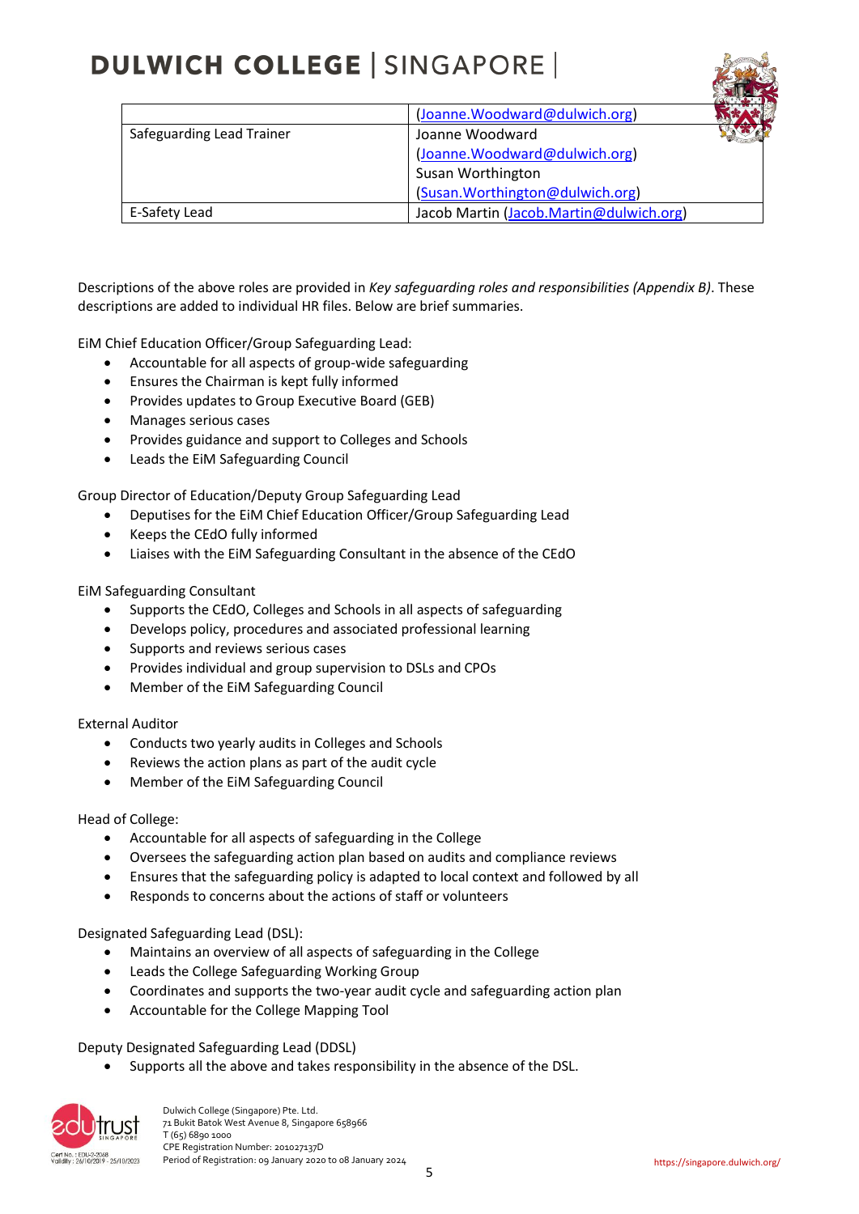| | |
|---|---|
| | (Joanne.Woodward@dulwich.org) |
| Safeguarding Lead Trainer | Joanne Woodward (Joanne.Woodward@dulwich.org) Susan Worthington (Susan.Worthington@dulwich.org) |
| E-Safety Lead | Jacob Martin (Jacob.Martin@dulwich.org) |

Descriptions of the above roles are provided in *Key safeguarding roles and responsibilities (Appendix B)*. These descriptions are added to individual HR files. Below are brief summaries.

EiM Chief Education Officer/Group Safeguarding Lead:

- Accountable for all aspects of group-wide safeguarding
- Ensures the Chairman is kept fully informed
- Provides updates to Group Executive Board (GEB)
- Manages serious cases
- Provides guidance and support to Colleges and Schools
- Leads the EiM Safeguarding Council

Group Director of Education/Deputy Group Safeguarding Lead

- Deputises for the EiM Chief Education Officer/Group Safeguarding Lead
- Keeps the CEdO fully informed
- Liaises with the EiM Safeguarding Consultant in the absence of the CEdO

EiM Safeguarding Consultant

- Supports the CEdO, Colleges and Schools in all aspects of safeguarding
- Develops policy, procedures and associated professional learning
- Supports and reviews serious cases
- Provides individual and group supervision to DSLs and CPOs
- Member of the EiM Safeguarding Council

External Auditor

- Conducts two yearly audits in Colleges and Schools
- Reviews the action plans as part of the audit cycle
- Member of the EiM Safeguarding Council

Head of College:

- Accountable for all aspects of safeguarding in the College
- Oversees the safeguarding action plan based on audits and compliance reviews
- Ensures that the safeguarding policy is adapted to local context and followed by all
- Responds to concerns about the actions of staff or volunteers

Designated Safeguarding Lead (DSL):

- Maintains an overview of all aspects of safeguarding in the College
- Leads the College Safeguarding Working Group
- Coordinates and supports the two-year audit cycle and safeguarding action plan
- Accountable for the College Mapping Tool

Deputy Designated Safeguarding Lead (DDSL)

- Supports all the above and takes responsibility in the absence of the DSL.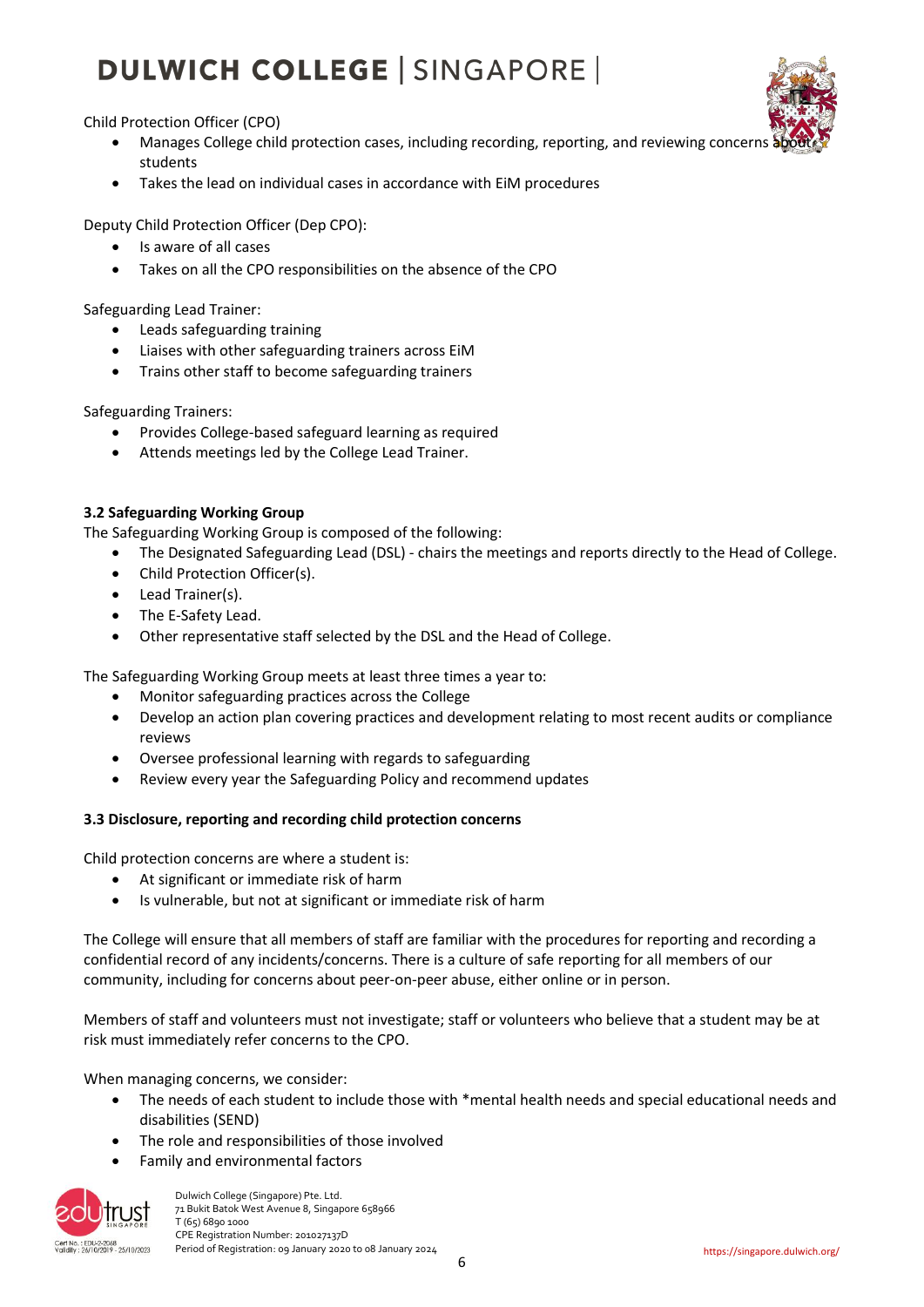Child Protection Officer (CPO)

- Manages College child protection cases, including recording, reporting, and reviewing concerns about students
- Takes the lead on individual cases in accordance with EiM procedures

Deputy Child Protection Officer (Dep CPO):

- Is aware of all cases
- Takes on all the CPO responsibilities on the absence of the CPO

Safeguarding Lead Trainer:

- Leads safeguarding training
- Liaises with other safeguarding trainers across EiM
- Trains other staff to become safeguarding trainers

Safeguarding Trainers:

- Provides College-based safeguard learning as required
- Attends meetings led by the College Lead Trainer.

### 3.2 Safeguarding Working Group

The Safeguarding Working Group is composed of the following:

- The Designated Safeguarding Lead (DSL) - chairs the meetings and reports directly to the Head of College.
- Child Protection Officer(s).
- Lead Trainer(s).
- The E-Safety Lead.
- Other representative staff selected by the DSL and the Head of College.

The Safeguarding Working Group meets at least three times a year to:

- Monitor safeguarding practices across the College
- Develop an action plan covering practices and development relating to most recent audits or compliance reviews
- Oversee professional learning with regards to safeguarding
- Review every year the Safeguarding Policy and recommend updates

### 3.3 Disclosure, reporting and recording child protection concerns

Child protection concerns are where a student is:

- At significant or immediate risk of harm
- Is vulnerable, but not at significant or immediate risk of harm

The College will ensure that all members of staff are familiar with the procedures for reporting and recording a confidential record of any incidents/concerns. There is a culture of safe reporting for all members of our community, including for concerns about peer-on-peer abuse, either online or in person.

Members of staff and volunteers must not investigate; staff or volunteers who believe that a student may be at risk must immediately refer concerns to the CPO.

When managing concerns, we consider:

- The needs of each student to include those with *mental health needs and special educational needs and disabilities (SEND)
- The role and responsibilities of those involved
- Family and environmental factors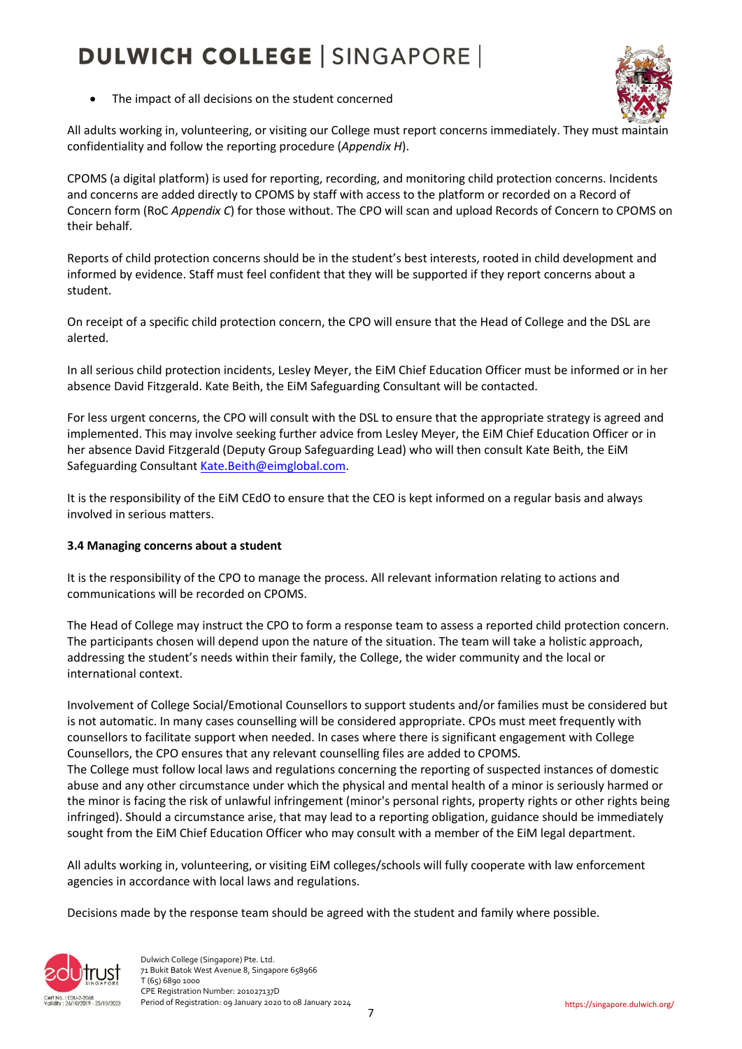- The impact of all decisions on the student concerned

All adults working in, volunteering, or visiting our College must report concerns immediately. They must maintain confidentiality and follow the reporting procedure (*Appendix H*).

CPOMS (a digital platform) is used for reporting, recording, and monitoring child protection concerns. Incidents and concerns are added directly to CPOMS by staff with access to the platform or recorded on a Record of Concern form (RoC *Appendix C*) for those without. The CPO will scan and upload Records of Concern to CPOMS on their behalf.

Reports of child protection concerns should be in the student's best interests, rooted in child development and informed by evidence. Staff must feel confident that they will be supported if they report concerns about a student.

On receipt of a specific child protection concern, the CPO will ensure that the Head of College and the DSL are alerted.

In all serious child protection incidents, Lesley Meyer, the EiM Chief Education Officer must be informed or in her absence David Fitzgerald. Kate Beith, the EiM Safeguarding Consultant will be contacted.

For less urgent concerns, the CPO will consult with the DSL to ensure that the appropriate strategy is agreed and implemented. This may involve seeking further advice from Lesley Meyer, the EiM Chief Education Officer or in her absence David Fitzgerald (Deputy Group Safeguarding Lead) who will then consult Kate Beith, the EiM Safeguarding Consultant Kate.Beith@eimglobal.com.

It is the responsibility of the EiM CEdO to ensure that the CEO is kept informed on a regular basis and always involved in serious matters.

### 3.4 Managing concerns about a student

It is the responsibility of the CPO to manage the process. All relevant information relating to actions and communications will be recorded on CPOMS.

The Head of College may instruct the CPO to form a response team to assess a reported child protection concern. The participants chosen will depend upon the nature of the situation. The team will take a holistic approach, addressing the student's needs within their family, the College, the wider community and the local or international context.

Involvement of College Social/Emotional Counsellors to support students and/or families must be considered but is not automatic. In many cases counselling will be considered appropriate. CPOs must meet frequently with counsellors to facilitate support when needed. In cases where there is significant engagement with College Counsellors, the CPO ensures that any relevant counselling files are added to CPOMS.
The College must follow local laws and regulations concerning the reporting of suspected instances of domestic abuse and any other circumstance under which the physical and mental health of a minor is seriously harmed or the minor is facing the risk of unlawful infringement (minor's personal rights, property rights or other rights being infringed). Should a circumstance arise, that may lead to a reporting obligation, guidance should be immediately sought from the EiM Chief Education Officer who may consult with a member of the EiM legal department.

All adults working in, volunteering, or visiting EiM colleges/schools will fully cooperate with law enforcement agencies in accordance with local laws and regulations.

Decisions made by the response team should be agreed with the student and family where possible.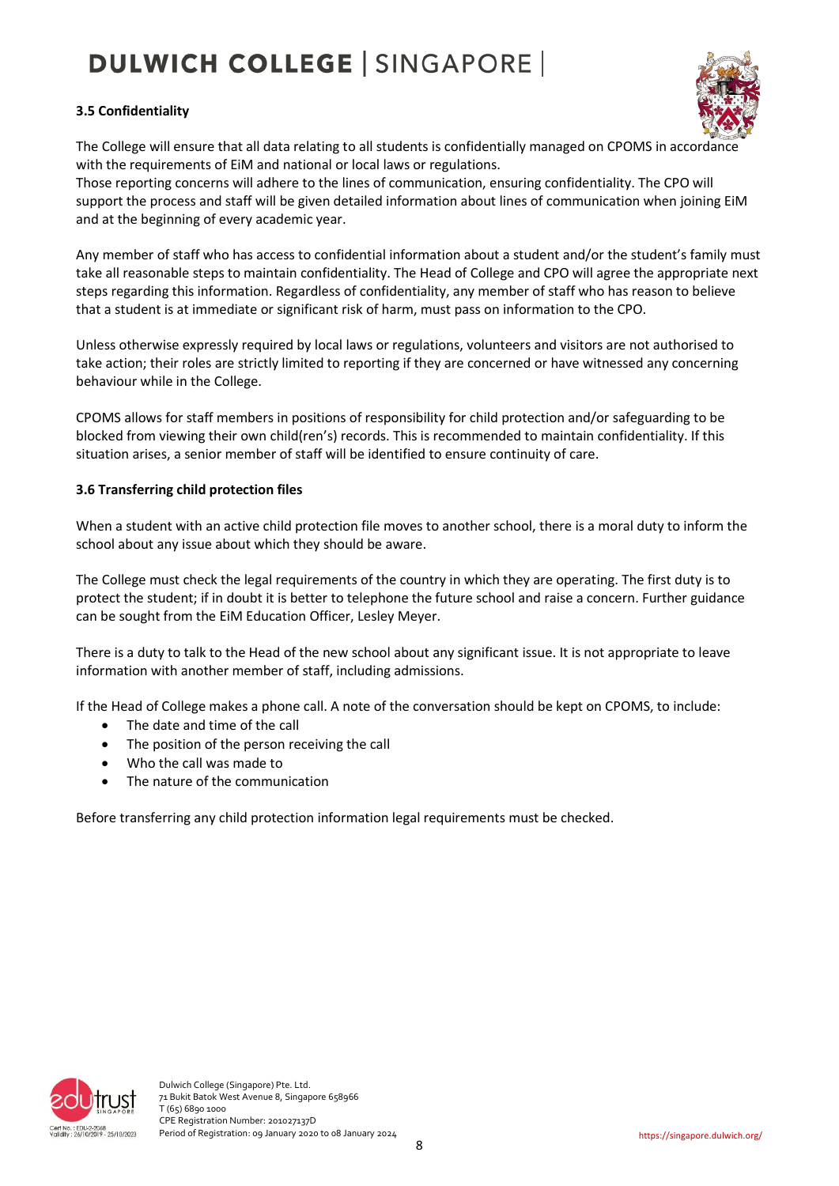### 3.5 Confidentiality

The College will ensure that all data relating to all students is confidentially managed on CPOMS in accordance with the requirements of EiM and national or local laws or regulations.
Those reporting concerns will adhere to the lines of communication, ensuring confidentiality. The CPO will support the process and staff will be given detailed information about lines of communication when joining EiM and at the beginning of every academic year.

Any member of staff who has access to confidential information about a student and/or the student's family must take all reasonable steps to maintain confidentiality. The Head of College and CPO will agree the appropriate next steps regarding this information. Regardless of confidentiality, any member of staff who has reason to believe that a student is at immediate or significant risk of harm, must pass on information to the CPO.

Unless otherwise expressly required by local laws or regulations, volunteers and visitors are not authorised to take action; their roles are strictly limited to reporting if they are concerned or have witnessed any concerning behaviour while in the College.

CPOMS allows for staff members in positions of responsibility for child protection and/or safeguarding to be blocked from viewing their own child(ren's) records. This is recommended to maintain confidentiality. If this situation arises, a senior member of staff will be identified to ensure continuity of care.

### 3.6 Transferring child protection files

When a student with an active child protection file moves to another school, there is a moral duty to inform the school about any issue about which they should be aware.

The College must check the legal requirements of the country in which they are operating. The first duty is to protect the student; if in doubt it is better to telephone the future school and raise a concern. Further guidance can be sought from the EiM Education Officer, Lesley Meyer.

There is a duty to talk to the Head of the new school about any significant issue. It is not appropriate to leave information with another member of staff, including admissions.

If the Head of College makes a phone call. A note of the conversation should be kept on CPOMS, to include:

- The date and time of the call
- The position of the person receiving the call
- Who the call was made to
- The nature of the communication

Before transferring any child protection information legal requirements must be checked.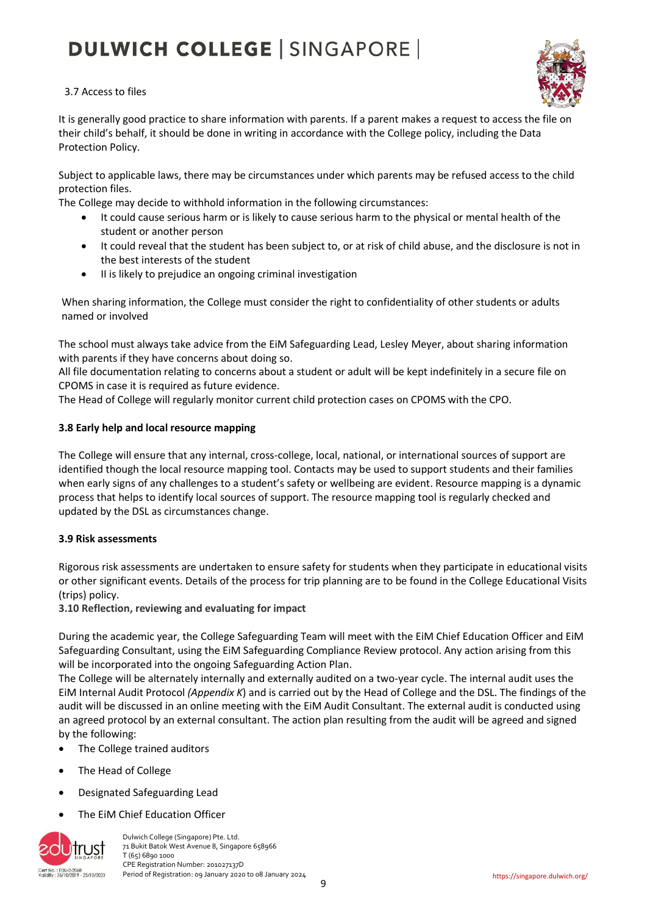3.7 Access to files

It is generally good practice to share information with parents. If a parent makes a request to access the file on their child's behalf, it should be done in writing in accordance with the College policy, including the Data Protection Policy.

Subject to applicable laws, there may be circumstances under which parents may be refused access to the child protection files.
The College may decide to withhold information in the following circumstances:

- It could cause serious harm or is likely to cause serious harm to the physical or mental health of the student or another person
- It could reveal that the student has been subject to, or at risk of child abuse, and the disclosure is not in the best interests of the student
- Il is likely to prejudice an ongoing criminal investigation

When sharing information, the College must consider the right to confidentiality of other students or adults named or involved

The school must always take advice from the EiM Safeguarding Lead, Lesley Meyer, about sharing information with parents if they have concerns about doing so.
All file documentation relating to concerns about a student or adult will be kept indefinitely in a secure file on CPOMS in case it is required as future evidence.
The Head of College will regularly monitor current child protection cases on CPOMS with the CPO.

**3.8 Early help and local resource mapping**

The College will ensure that any internal, cross-college, local, national, or international sources of support are identified though the local resource mapping tool. Contacts may be used to support students and their families when early signs of any challenges to a student's safety or wellbeing are evident. Resource mapping is a dynamic process that helps to identify local sources of support. The resource mapping tool is regularly checked and updated by the DSL as circumstances change.

**3.9 Risk assessments**

Rigorous risk assessments are undertaken to ensure safety for students when they participate in educational visits or other significant events. Details of the process for trip planning are to be found in the College Educational Visits (trips) policy.

**3.10 Reflection, reviewing and evaluating for impact**

During the academic year, the College Safeguarding Team will meet with the EiM Chief Education Officer and EiM Safeguarding Consultant, using the EiM Safeguarding Compliance Review protocol. Any action arising from this will be incorporated into the ongoing Safeguarding Action Plan.
The College will be alternately internally and externally audited on a two-year cycle. The internal audit uses the EiM Internal Audit Protocol *(Appendix K*) and is carried out by the Head of College and the DSL. The findings of the audit will be discussed in an online meeting with the EiM Audit Consultant. The external audit is conducted using an agreed protocol by an external consultant. The action plan resulting from the audit will be agreed and signed by the following:

- The College trained auditors
- The Head of College
- Designated Safeguarding Lead
- The EiM Chief Education Officer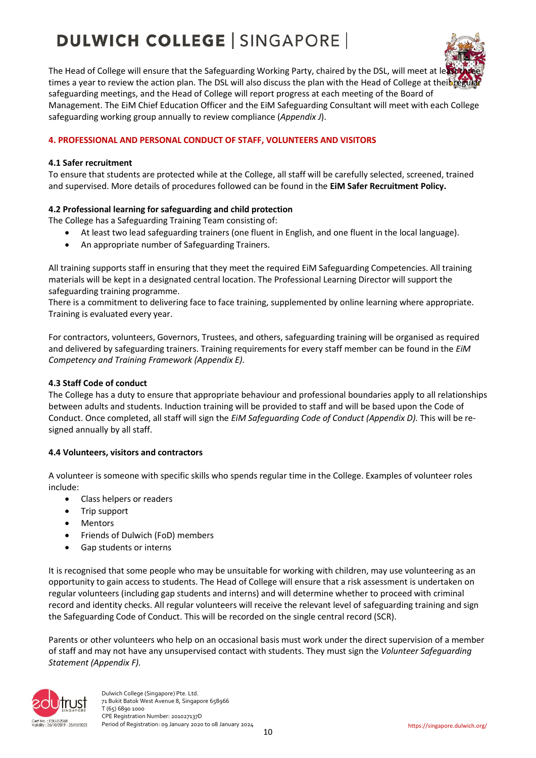The Head of College will ensure that the Safeguarding Working Party, chaired by the DSL, will meet at least three times a year to review the action plan. The DSL will also discuss the plan with the Head of College at their regular safeguarding meetings, and the Head of College will report progress at each meeting of the Board of Management. The EiM Chief Education Officer and the EiM Safeguarding Consultant will meet with each College safeguarding working group annually to review compliance (*Appendix J*).

## 4. PROFESSIONAL AND PERSONAL CONDUCT OF STAFF, VOLUNTEERS AND VISITORS

### 4.1 Safer recruitment

To ensure that students are protected while at the College, all staff will be carefully selected, screened, trained and supervised. More details of procedures followed can be found in the **EiM Safer Recruitment Policy.**

### 4.2 Professional learning for safeguarding and child protection

The College has a Safeguarding Training Team consisting of:

- At least two lead safeguarding trainers (one fluent in English, and one fluent in the local language).
- An appropriate number of Safeguarding Trainers.

All training supports staff in ensuring that they meet the required EiM Safeguarding Competencies. All training materials will be kept in a designated central location. The Professional Learning Director will support the safeguarding training programme.
There is a commitment to delivering face to face training, supplemented by online learning where appropriate. Training is evaluated every year.

For contractors, volunteers, Governors, Trustees, and others, safeguarding training will be organised as required and delivered by safeguarding trainers. Training requirements for every staff member can be found in the *EiM Competency and Training Framework (Appendix E).*

### 4.3 Staff Code of conduct

The College has a duty to ensure that appropriate behaviour and professional boundaries apply to all relationships between adults and students. Induction training will be provided to staff and will be based upon the Code of Conduct. Once completed, all staff will sign the *EiM Safeguarding Code of Conduct (Appendix D).* This will be re-signed annually by all staff.

### 4.4 Volunteers, visitors and contractors

A volunteer is someone with specific skills who spends regular time in the College. Examples of volunteer roles include:

- Class helpers or readers
- Trip support
- Mentors
- Friends of Dulwich (FoD) members
- Gap students or interns

It is recognised that some people who may be unsuitable for working with children, may use volunteering as an opportunity to gain access to students. The Head of College will ensure that a risk assessment is undertaken on regular volunteers (including gap students and interns) and will determine whether to proceed with criminal record and identity checks. All regular volunteers will receive the relevant level of safeguarding training and sign the Safeguarding Code of Conduct. This will be recorded on the single central record (SCR).

Parents or other volunteers who help on an occasional basis must work under the direct supervision of a member of staff and may not have any unsupervised contact with students. They must sign the *Volunteer Safeguarding Statement (Appendix F).*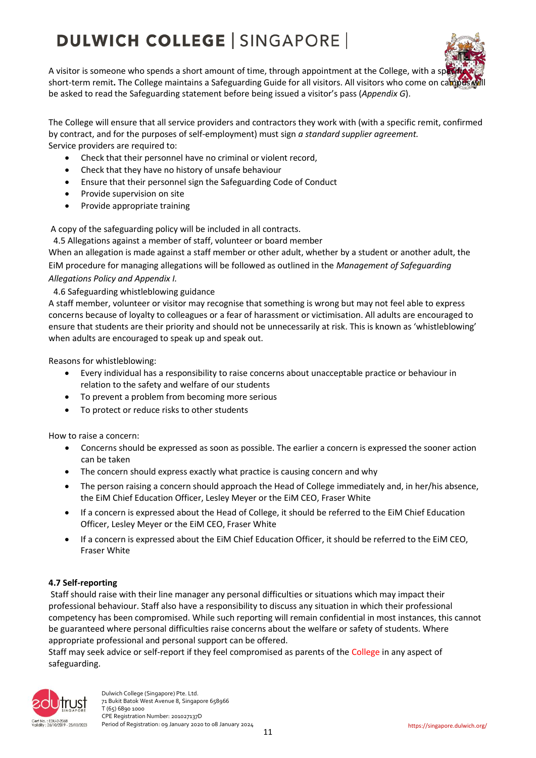A visitor is someone who spends a short amount of time, through appointment at the College, with a specific short-term remit**.** The College maintains a Safeguarding Guide for all visitors. All visitors who come on campus will be asked to read the Safeguarding statement before being issued a visitor's pass (*Appendix G*).

The College will ensure that all service providers and contractors they work with (with a specific remit, confirmed by contract, and for the purposes of self-employment) must sign *a standard supplier agreement.*
Service providers are required to:

- Check that their personnel have no criminal or violent record,
- Check that they have no history of unsafe behaviour
- Ensure that their personnel sign the Safeguarding Code of Conduct
- Provide supervision on site
- Provide appropriate training

A copy of the safeguarding policy will be included in all contracts.

4.5 Allegations against a member of staff, volunteer or board member

When an allegation is made against a staff member or other adult, whether by a student or another adult, the EiM procedure for managing allegations will be followed as outlined in the *Management of Safeguarding Allegations Policy and Appendix I.*

4.6 Safeguarding whistleblowing guidance

A staff member, volunteer or visitor may recognise that something is wrong but may not feel able to express concerns because of loyalty to colleagues or a fear of harassment or victimisation. All adults are encouraged to ensure that students are their priority and should not be unnecessarily at risk. This is known as 'whistleblowing' when adults are encouraged to speak up and speak out.

Reasons for whistleblowing:

- Every individual has a responsibility to raise concerns about unacceptable practice or behaviour in relation to the safety and welfare of our students
- To prevent a problem from becoming more serious
- To protect or reduce risks to other students

How to raise a concern:

- Concerns should be expressed as soon as possible. The earlier a concern is expressed the sooner action can be taken
- The concern should express exactly what practice is causing concern and why
- The person raising a concern should approach the Head of College immediately and, in her/his absence, the EiM Chief Education Officer, Lesley Meyer or the EiM CEO, Fraser White
- If a concern is expressed about the Head of College, it should be referred to the EiM Chief Education Officer, Lesley Meyer or the EiM CEO, Fraser White
- If a concern is expressed about the EiM Chief Education Officer, it should be referred to the EiM CEO, Fraser White

**4.7 Self-reporting**

Staff should raise with their line manager any personal difficulties or situations which may impact their professional behaviour. Staff also have a responsibility to discuss any situation in which their professional competency has been compromised. While such reporting will remain confidential in most instances, this cannot be guaranteed where personal difficulties raise concerns about the welfare or safety of students. Where appropriate professional and personal support can be offered.

Staff may seek advice or self-report if they feel compromised as parents of the College in any aspect of safeguarding.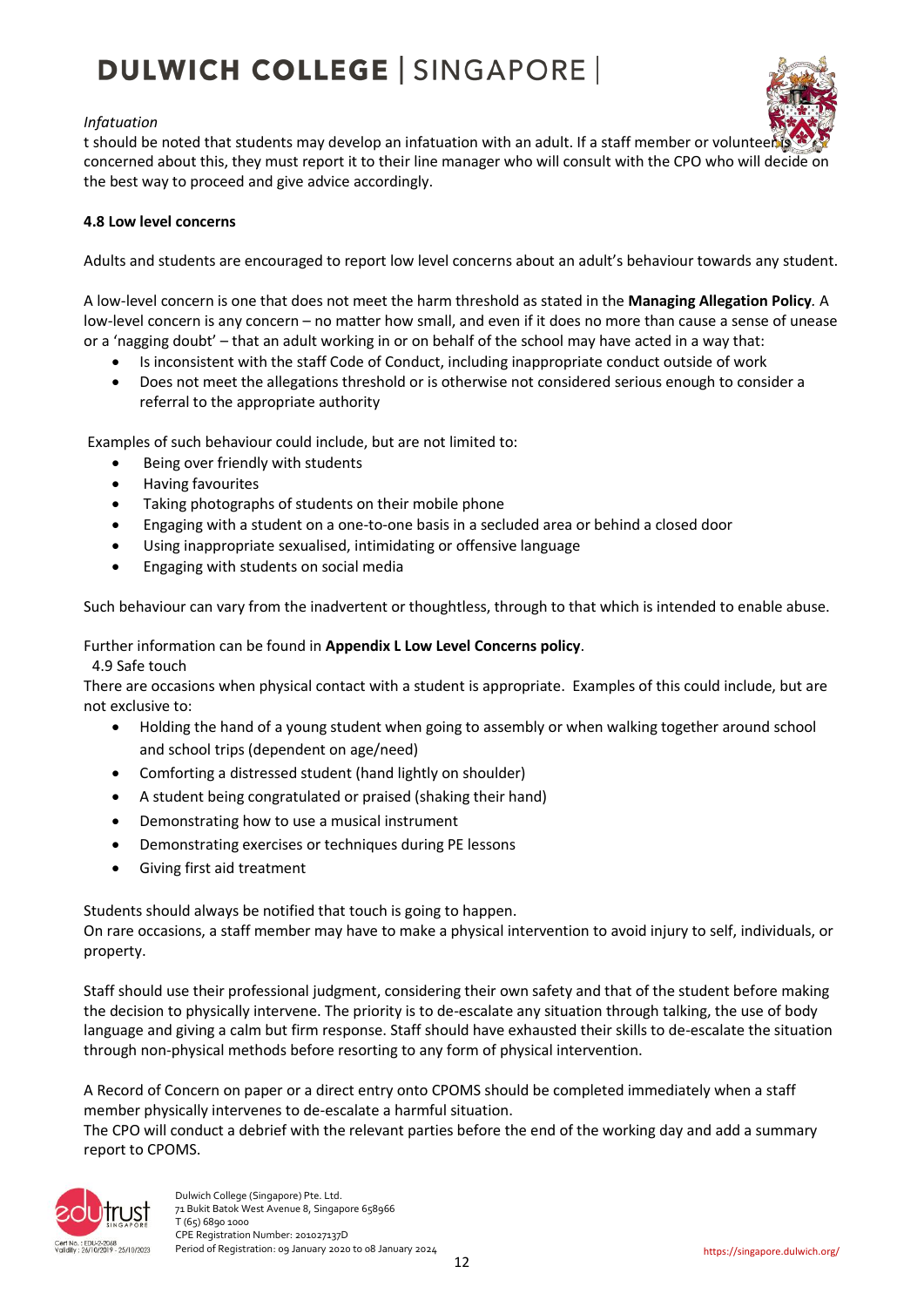*Infatuation*

t should be noted that students may develop an infatuation with an adult. If a staff member or volunteer is concerned about this, they must report it to their line manager who will consult with the CPO who will decide on the best way to proceed and give advice accordingly.

**4.8 Low level concerns**

Adults and students are encouraged to report low level concerns about an adult's behaviour towards any student.

A low-level concern is one that does not meet the harm threshold as stated in the **Managing Allegation Policy**. A low-level concern is any concern – no matter how small, and even if it does no more than cause a sense of unease or a 'nagging doubt' – that an adult working in or on behalf of the school may have acted in a way that:

- Is inconsistent with the staff Code of Conduct, including inappropriate conduct outside of work
- Does not meet the allegations threshold or is otherwise not considered serious enough to consider a referral to the appropriate authority

Examples of such behaviour could include, but are not limited to:

- Being over friendly with students
- Having favourites
- Taking photographs of students on their mobile phone
- Engaging with a student on a one-to-one basis in a secluded area or behind a closed door
- Using inappropriate sexualised, intimidating or offensive language
- Engaging with students on social media

Such behaviour can vary from the inadvertent or thoughtless, through to that which is intended to enable abuse.

Further information can be found in **Appendix L Low Level Concerns policy**.

4.9 Safe touch

There are occasions when physical contact with a student is appropriate. Examples of this could include, but are not exclusive to:

- Holding the hand of a young student when going to assembly or when walking together around school and school trips (dependent on age/need)
- Comforting a distressed student (hand lightly on shoulder)
- A student being congratulated or praised (shaking their hand)
- Demonstrating how to use a musical instrument
- Demonstrating exercises or techniques during PE lessons
- Giving first aid treatment

Students should always be notified that touch is going to happen.

On rare occasions, a staff member may have to make a physical intervention to avoid injury to self, individuals, or property.

Staff should use their professional judgment, considering their own safety and that of the student before making the decision to physically intervene. The priority is to de-escalate any situation through talking, the use of body language and giving a calm but firm response. Staff should have exhausted their skills to de-escalate the situation through non-physical methods before resorting to any form of physical intervention.

A Record of Concern on paper or a direct entry onto CPOMS should be completed immediately when a staff member physically intervenes to de-escalate a harmful situation.

The CPO will conduct a debrief with the relevant parties before the end of the working day and add a summary report to CPOMS.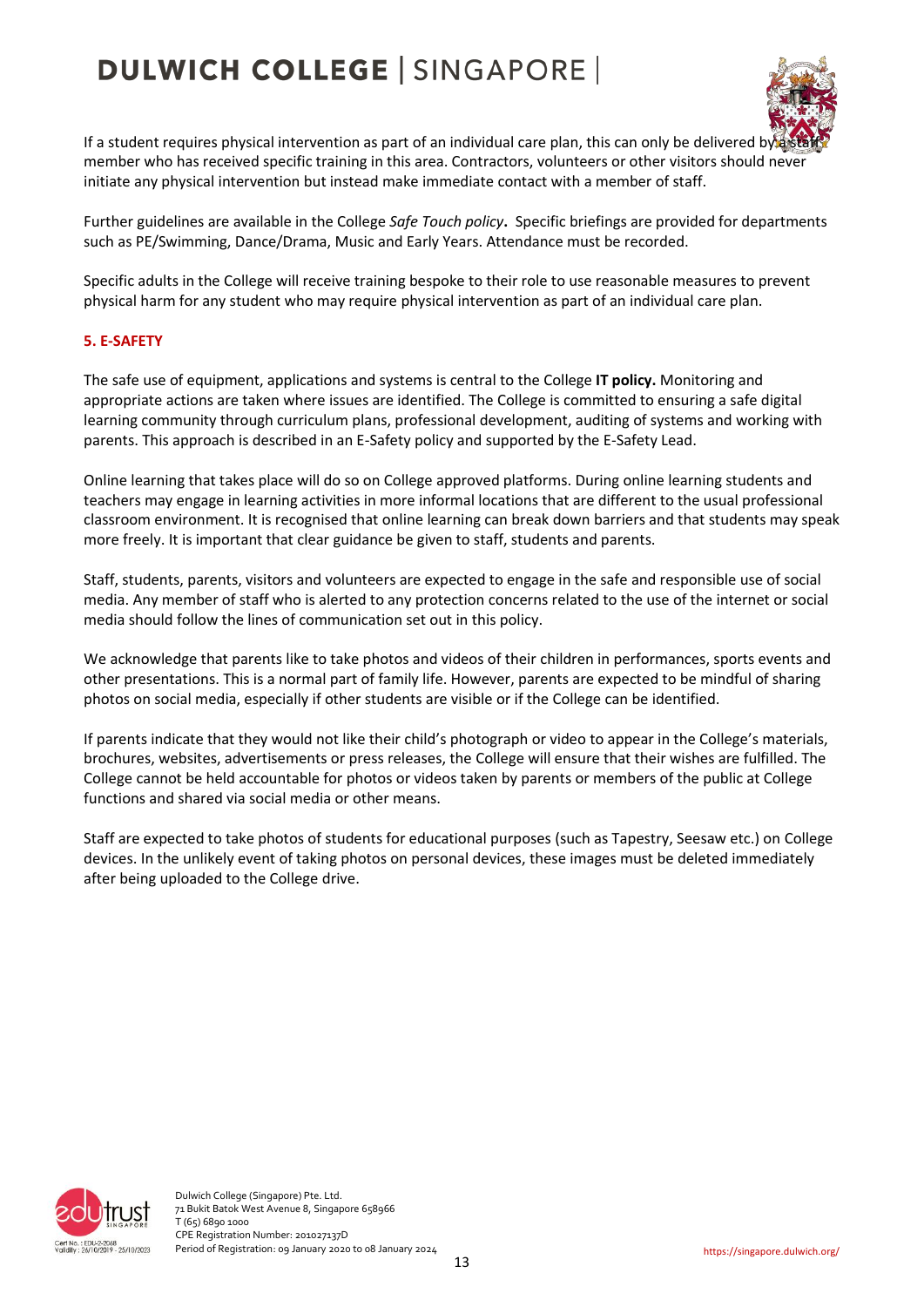If a student requires physical intervention as part of an individual care plan, this can only be delivered by a staff member who has received specific training in this area. Contractors, volunteers or other visitors should never initiate any physical intervention but instead make immediate contact with a member of staff.

Further guidelines are available in the College *Safe Touch policy***.** Specific briefings are provided for departments such as PE/Swimming, Dance/Drama, Music and Early Years. Attendance must be recorded.

Specific adults in the College will receive training bespoke to their role to use reasonable measures to prevent physical harm for any student who may require physical intervention as part of an individual care plan.

## 5. E-SAFETY

The safe use of equipment, applications and systems is central to the College **IT policy.** Monitoring and appropriate actions are taken where issues are identified. The College is committed to ensuring a safe digital learning community through curriculum plans, professional development, auditing of systems and working with parents. This approach is described in an E-Safety policy and supported by the E-Safety Lead.

Online learning that takes place will do so on College approved platforms. During online learning students and teachers may engage in learning activities in more informal locations that are different to the usual professional classroom environment. It is recognised that online learning can break down barriers and that students may speak more freely. It is important that clear guidance be given to staff, students and parents.

Staff, students, parents, visitors and volunteers are expected to engage in the safe and responsible use of social media. Any member of staff who is alerted to any protection concerns related to the use of the internet or social media should follow the lines of communication set out in this policy.

We acknowledge that parents like to take photos and videos of their children in performances, sports events and other presentations. This is a normal part of family life. However, parents are expected to be mindful of sharing photos on social media, especially if other students are visible or if the College can be identified.

If parents indicate that they would not like their child's photograph or video to appear in the College's materials, brochures, websites, advertisements or press releases, the College will ensure that their wishes are fulfilled. The College cannot be held accountable for photos or videos taken by parents or members of the public at College functions and shared via social media or other means.

Staff are expected to take photos of students for educational purposes (such as Tapestry, Seesaw etc.) on College devices. In the unlikely event of taking photos on personal devices, these images must be deleted immediately after being uploaded to the College drive.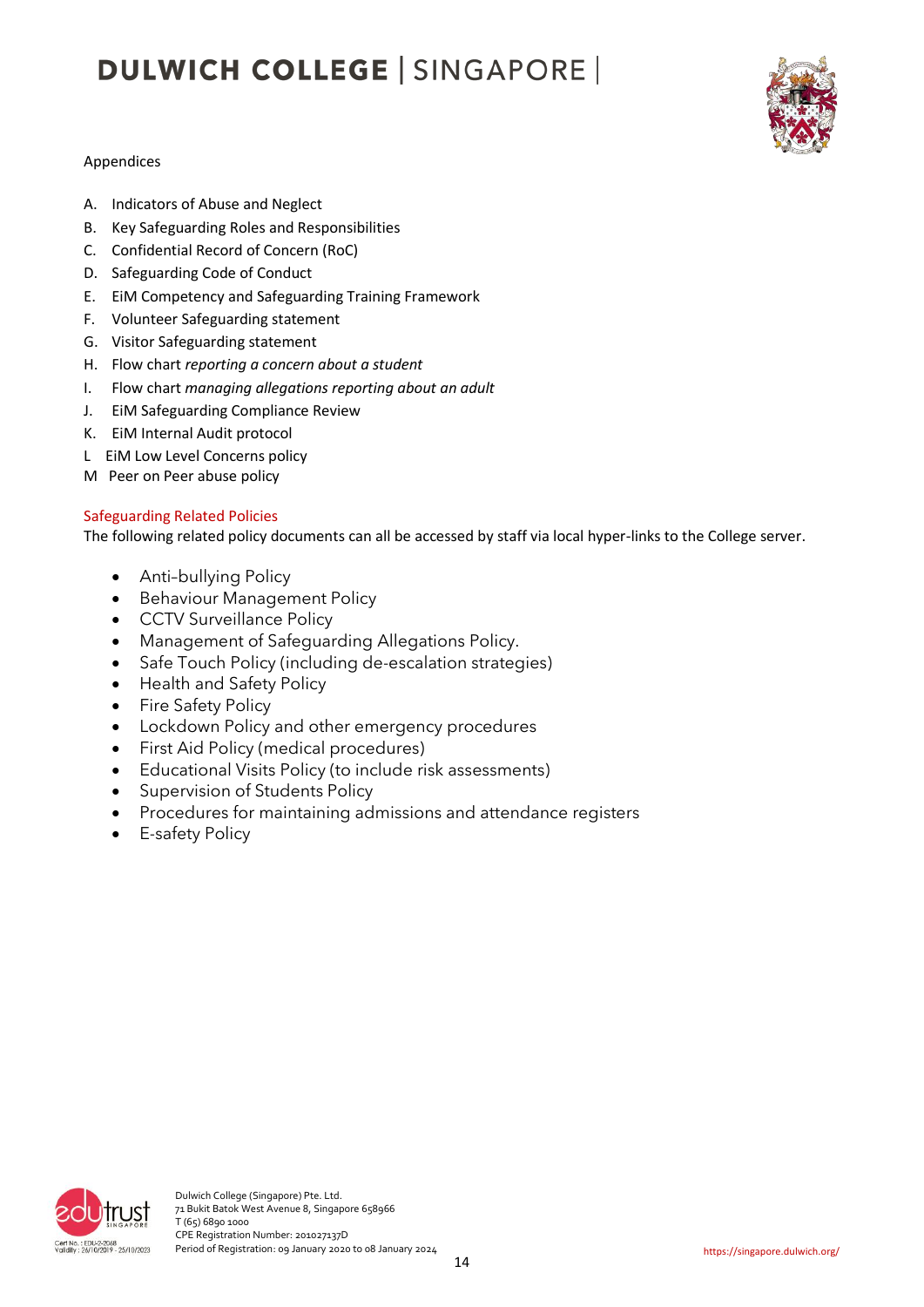Appendices

A. Indicators of Abuse and Neglect
B. Key Safeguarding Roles and Responsibilities
C. Confidential Record of Concern (RoC)
D. Safeguarding Code of Conduct
E. EiM Competency and Safeguarding Training Framework
F. Volunteer Safeguarding statement
G. Visitor Safeguarding statement
H. Flow chart *reporting a concern about a student*
I. Flow chart *managing allegations reporting about an adult*
J. EiM Safeguarding Compliance Review
K. EiM Internal Audit protocol
L EiM Low Level Concerns policy
M Peer on Peer abuse policy

## Safeguarding Related Policies

The following related policy documents can all be accessed by staff via local hyper-links to the College server.

- Anti-bullying Policy
- Behaviour Management Policy
- CCTV Surveillance Policy
- Management of Safeguarding Allegations Policy.
- Safe Touch Policy (including de-escalation strategies)
- Health and Safety Policy
- Fire Safety Policy
- Lockdown Policy and other emergency procedures
- First Aid Policy (medical procedures)
- Educational Visits Policy (to include risk assessments)
- Supervision of Students Policy
- Procedures for maintaining admissions and attendance registers
- E-safety Policy